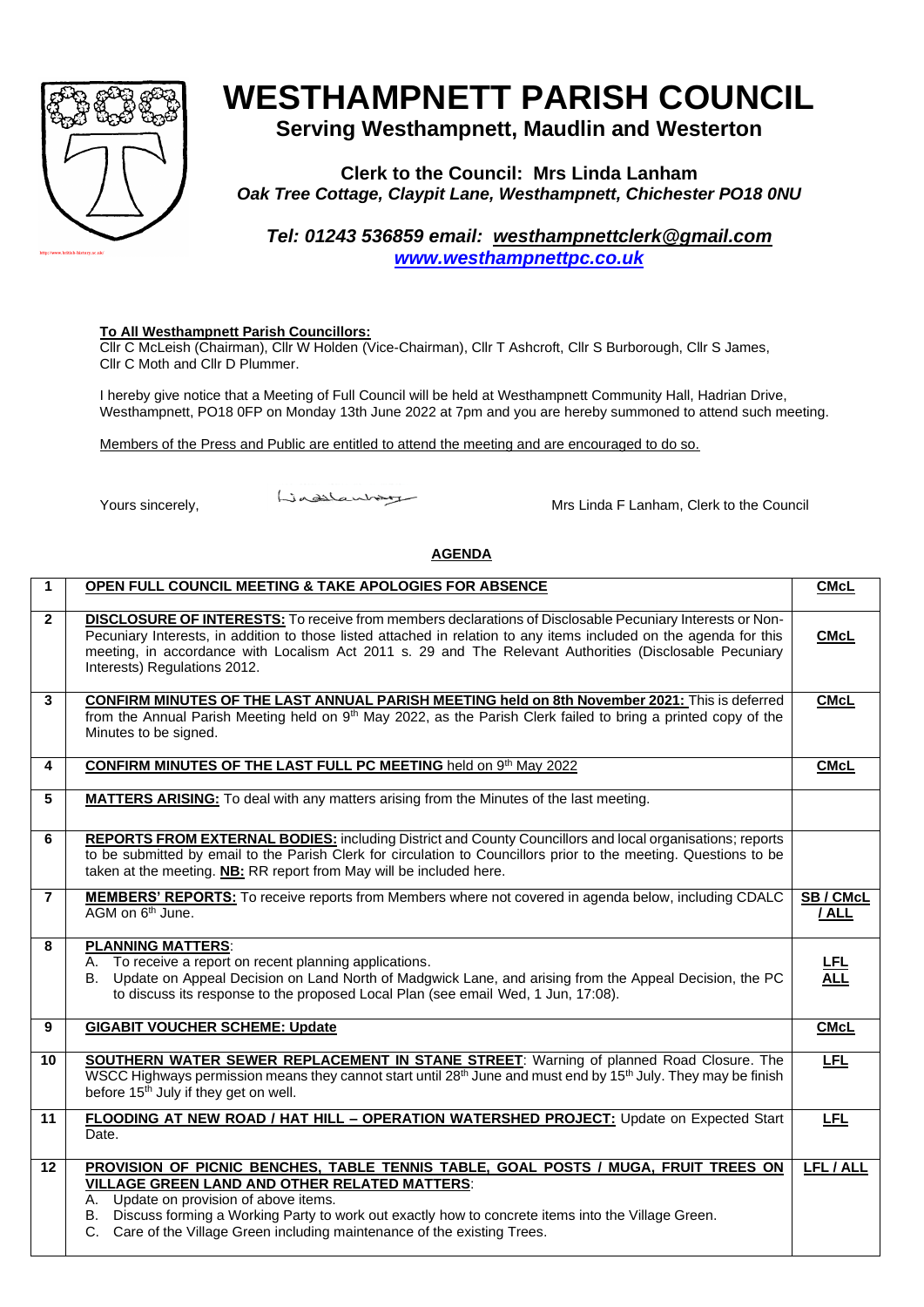# WESTHAMPNETT PARISH COUNCIL

## Serving Westhampnett, Maudlin and Westerton

**Clerk to the Council: Mrs Linda Lanham**
***Oak Tree Cottage, Claypit Lane, Westhampnett, Chichester PO18 0NU***

***Tel: 01243 536859 email: westhampnettclerk@gmail.com***
***www.westhampnettpc.co.uk***

**To All Westhampnett Parish Councillors:**
Cllr C McLeish (Chairman), Cllr W Holden (Vice-Chairman), Cllr T Ashcroft, Cllr S Burborough, Cllr S James, Cllr C Moth and Cllr D Plummer.

I hereby give notice that a Meeting of Full Council will be held at Westhampnett Community Hall, Hadrian Drive, Westhampnett, PO18 0FP on Monday 13th June 2022 at 7pm and you are hereby summoned to attend such meeting.

Members of the Press and Public are entitled to attend the meeting and are encouraged to do so.

Yours sincerely, Mrs Linda F Lanham, Clerk to the Council

**AGENDA**

| | | |
|---|---|---|
| 1 | **OPEN FULL COUNCIL MEETING & TAKE APOLOGIES FOR ABSENCE** | **CMcL** |
| 2 | **DISCLOSURE OF INTERESTS:** To receive from members declarations of Disclosable Pecuniary Interests or Non-Pecuniary Interests, in addition to those listed attached in relation to any items included on the agenda for this meeting, in accordance with Localism Act 2011 s. 29 and The Relevant Authorities (Disclosable Pecuniary Interests) Regulations 2012. | **CMcL** |
| 3 | **CONFIRM MINUTES OF THE LAST ANNUAL PARISH MEETING held on 8th November 2021:** This is deferred from the Annual Parish Meeting held on 9th May 2022, as the Parish Clerk failed to bring a printed copy of the Minutes to be signed. | **CMcL** |
| 4 | **CONFIRM MINUTES OF THE LAST FULL PC MEETING** held on 9th May 2022 | **CMcL** |
| 5 | **MATTERS ARISING:** To deal with any matters arising from the Minutes of the last meeting. | |
| 6 | **REPORTS FROM EXTERNAL BODIES:** including District and County Councillors and local organisations; reports to be submitted by email to the Parish Clerk for circulation to Councillors prior to the meeting. Questions to be taken at the meeting. **NB:** RR report from May will be included here. | |
| 7 | **MEMBERS' REPORTS:** To receive reports from Members where not covered in agenda below, including CDALC AGM on 6th June. | **SB / CMcL / ALL** |
| 8 | **PLANNING MATTERS**:<br>A. To receive a report on recent planning applications.<br>B. Update on Appeal Decision on Land North of Madgwick Lane, and arising from the Appeal Decision, the PC to discuss its response to the proposed Local Plan (see email Wed, 1 Jun, 17:08). | **LFL**<br>**ALL** |
| 9 | **GIGABIT VOUCHER SCHEME: Update** | **CMcL** |
| 10 | **SOUTHERN WATER SEWER REPLACEMENT IN STANE STREET**: Warning of planned Road Closure. The WSCC Highways permission means they cannot start until 28th June and must end by 15th July. They may be finish before 15th July if they get on well. | **LFL** |
| 11 | **FLOODING AT NEW ROAD / HAT HILL – OPERATION WATERSHED PROJECT:** Update on Expected Start Date. | **LFL** |
| 12 | **PROVISION OF PICNIC BENCHES, TABLE TENNIS TABLE, GOAL POSTS / MUGA, FRUIT TREES ON VILLAGE GREEN LAND AND OTHER RELATED MATTERS**:<br>A. Update on provision of above items.<br>B. Discuss forming a Working Party to work out exactly how to concrete items into the Village Green.<br>C. Care of the Village Green including maintenance of the existing Trees. | **LFL / ALL** |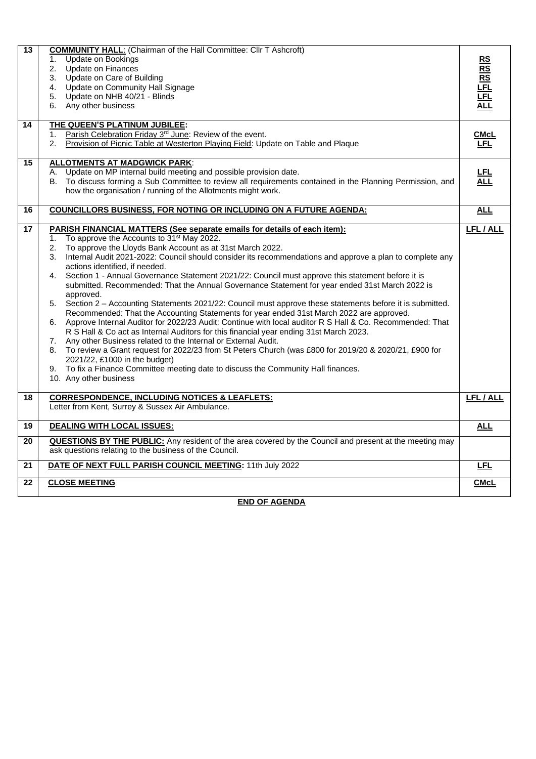| | | |
|---|---|---|
| 13 | **COMMUNITY HALL**: (Chairman of the Hall Committee: Cllr T Ashcroft)<br>1. Update on Bookings<br>2. Update on Finances<br>3. Update on Care of Building<br>4. Update on Community Hall Signage<br>5. Update on NHB 40/21 - Blinds<br>6. Any other business | **RS**<br>**RS**<br>**RS**<br>**LFL**<br>**LFL**<br>**ALL** |
| 14 | **THE QUEEN'S PLATINUM JUBILEE:**<br>1. Parish Celebration Friday 3rd June: Review of the event.<br>2. Provision of Picnic Table at Westerton Playing Field: Update on Table and Plaque | **CMcL**<br>**LFL** |
| 15 | **ALLOTMENTS AT MADGWICK PARK**:<br>A. Update on MP internal build meeting and possible provision date.<br>B. To discuss forming a Sub Committee to review all requirements contained in the Planning Permission, and how the organisation / running of the Allotments might work. | **LFL**<br>**ALL** |
| 16 | **COUNCILLORS BUSINESS, FOR NOTING OR INCLUDING ON A FUTURE AGENDA:** | **ALL** |
| 17 | **PARISH FINANCIAL MATTERS (See separate emails for details of each item):**<br>1. To approve the Accounts to 31st May 2022.<br>2. To approve the Lloyds Bank Account as at 31st March 2022.<br>3. Internal Audit 2021-2022: Council should consider its recommendations and approve a plan to complete any actions identified, if needed.<br>4. Section 1 - Annual Governance Statement 2021/22: Council must approve this statement before it is submitted. Recommended: That the Annual Governance Statement for year ended 31st March 2022 is approved.<br>5. Section 2 – Accounting Statements 2021/22: Council must approve these statements before it is submitted. Recommended: That the Accounting Statements for year ended 31st March 2022 are approved.<br>6. Approve Internal Auditor for 2022/23 Audit: Continue with local auditor R S Hall & Co. Recommended: That R S Hall & Co act as Internal Auditors for this financial year ending 31st March 2023.<br>7. Any other Business related to the Internal or External Audit.<br>8. To review a Grant request for 2022/23 from St Peters Church (was £800 for 2019/20 & 2020/21, £900 for 2021/22, £1000 in the budget)<br>9. To fix a Finance Committee meeting date to discuss the Community Hall finances.<br>10. Any other business | **LFL / ALL** |
| 18 | **CORRESPONDENCE, INCLUDING NOTICES & LEAFLETS:**<br>Letter from Kent, Surrey & Sussex Air Ambulance. | **LFL / ALL** |
| 19 | **DEALING WITH LOCAL ISSUES:** | **ALL** |
| 20 | **QUESTIONS BY THE PUBLIC:** Any resident of the area covered by the Council and present at the meeting may ask questions relating to the business of the Council. | |
| 21 | **DATE OF NEXT FULL PARISH COUNCIL MEETING:** 11th July 2022 | **LFL** |
| 22 | **CLOSE MEETING** | **CMcL** |

**END OF AGENDA**